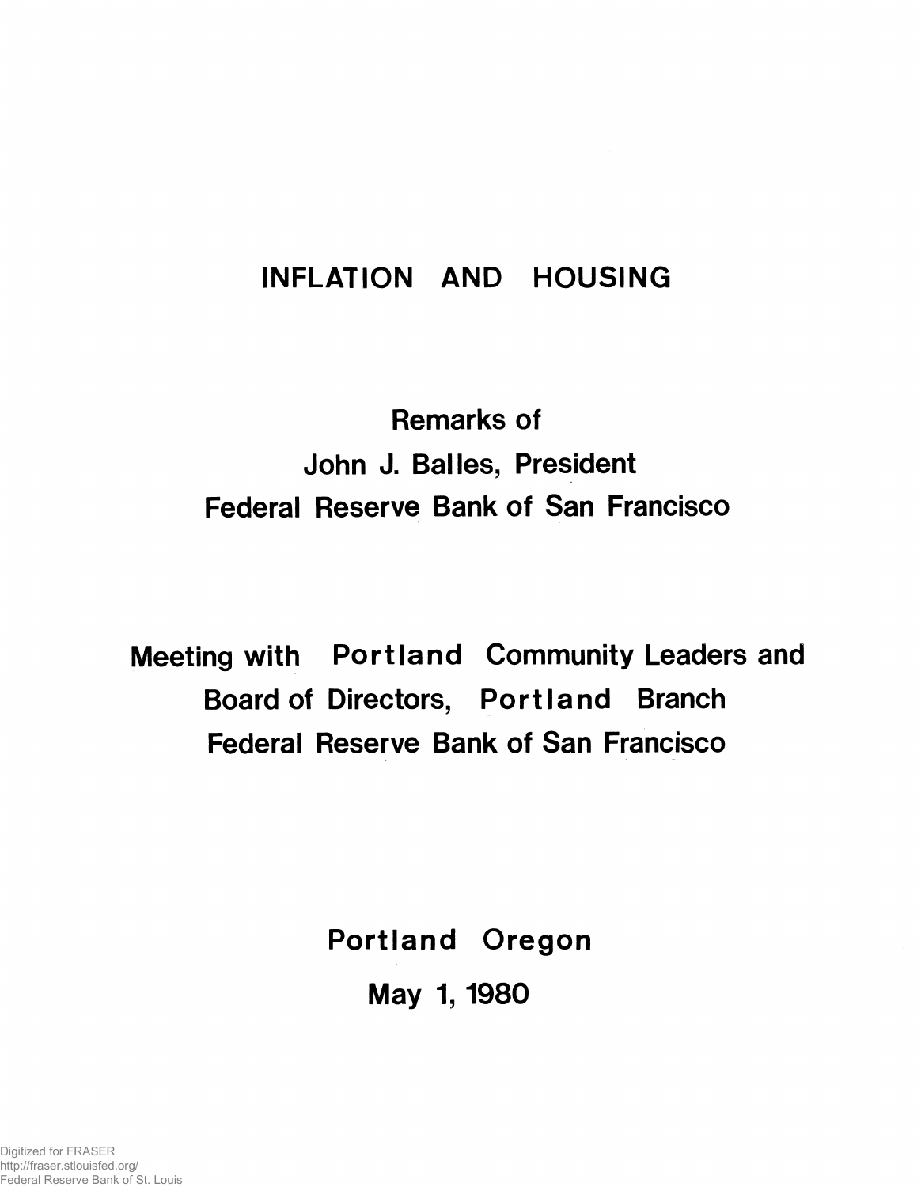# INFLATION AND HOUSING

Remarks of
John J. Balles, President
Federal Reserve Bank of San Francisco

Meeting with Portland Community Leaders and
Board of Directors, Portland Branch
Federal Reserve Bank of San Francisco

Portland Oregon

May 1, 1980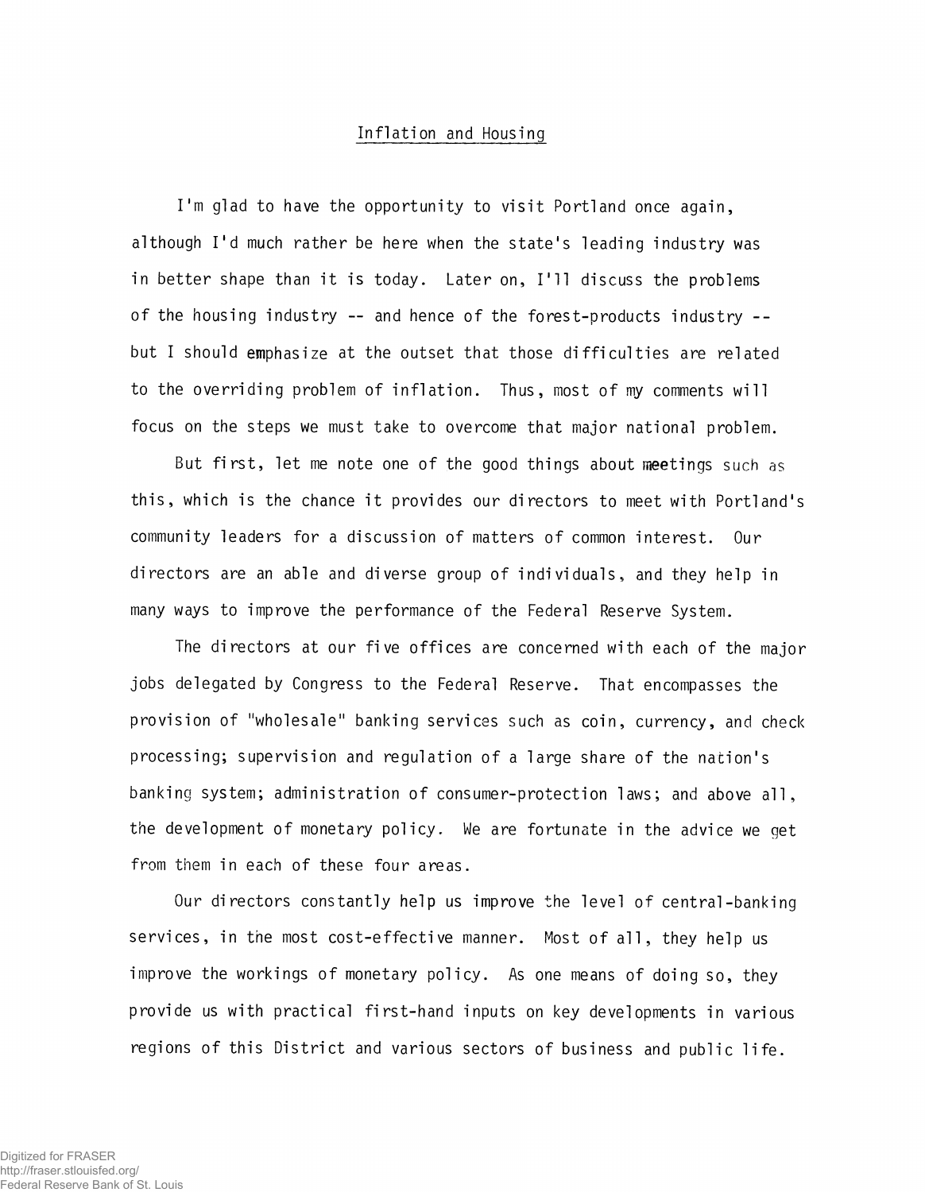# Inflation and Housing

I'm glad to have the opportunity to visit Portland once again, although I'd much rather be here when the state's leading industry was in better shape than it is today. Later on, I'll discuss the problems of the housing industry -- and hence of the forest-products industry -- but I should emphasize at the outset that those difficulties are related to the overriding problem of inflation. Thus, most of my comments will focus on the steps we must take to overcome that major national problem.

But first, let me note one of the good things about meetings such as this, which is the chance it provides our directors to meet with Portland's community leaders for a discussion of matters of common interest. Our directors are an able and diverse group of individuals, and they help in many ways to improve the performance of the Federal Reserve System.

The directors at our five offices are concerned with each of the major jobs delegated by Congress to the Federal Reserve. That encompasses the provision of "wholesale" banking services such as coin, currency, and check processing; supervision and regulation of a large share of the nation's banking system; administration of consumer-protection laws; and above all, the development of monetary policy. We are fortunate in the advice we get from them in each of these four areas.

Our directors constantly help us improve the level of central-banking services, in the most cost-effective manner. Most of all, they help us improve the workings of monetary policy. As one means of doing so, they provide us with practical first-hand inputs on key developments in various regions of this District and various sectors of business and public life.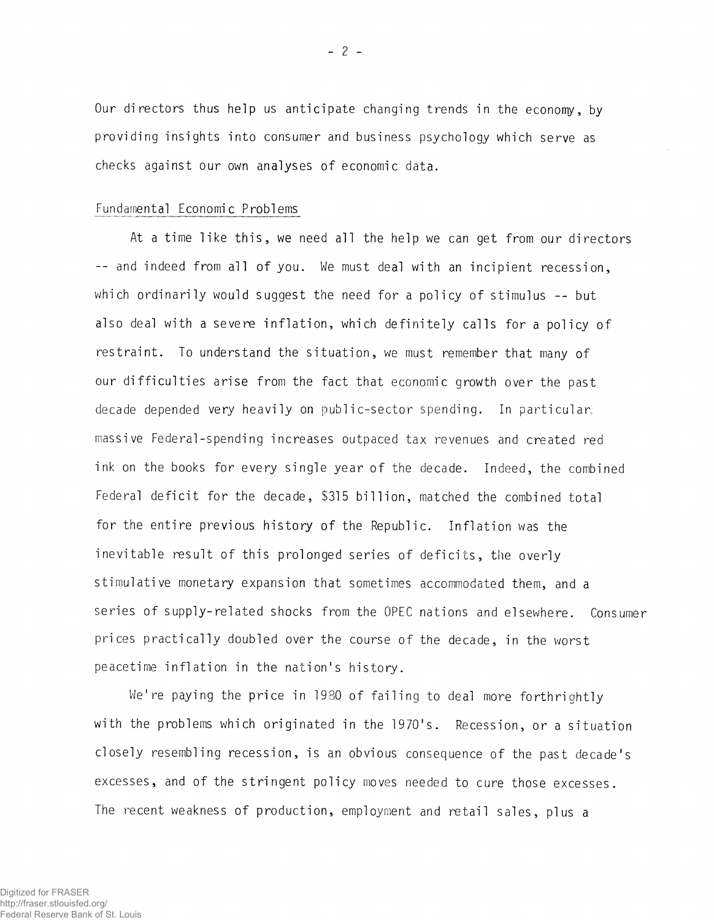Our directors thus help us anticipate changing trends in the economy, by providing insights into consumer and business psychology which serve as checks against our own analyses of economic data.

## Fundamental Economic Problems

At a time like this, we need all the help we can get from our directors -- and indeed from all of you. We must deal with an incipient recession, which ordinarily would suggest the need for a policy of stimulus -- but also deal with a severe inflation, which definitely calls for a policy of restraint. To understand the situation, we must remember that many of our difficulties arise from the fact that economic growth over the past decade depended very heavily on public-sector spending. In particular, massive Federal-spending increases outpaced tax revenues and created red ink on the books for every single year of the decade. Indeed, the combined Federal deficit for the decade, $315 billion, matched the combined total for the entire previous history of the Republic. Inflation was the inevitable result of this prolonged series of deficits, the overly stimulative monetary expansion that sometimes accommodated them, and a series of supply-related shocks from the OPEC nations and elsewhere. Consumer prices practically doubled over the course of the decade, in the worst peacetime inflation in the nation's history.

We're paying the price in 1980 of failing to deal more forthrightly with the problems which originated in the 1970's. Recession, or a situation closely resembling recession, is an obvious consequence of the past decade's excesses, and of the stringent policy moves needed to cure those excesses. The recent weakness of production, employment and retail sales, plus a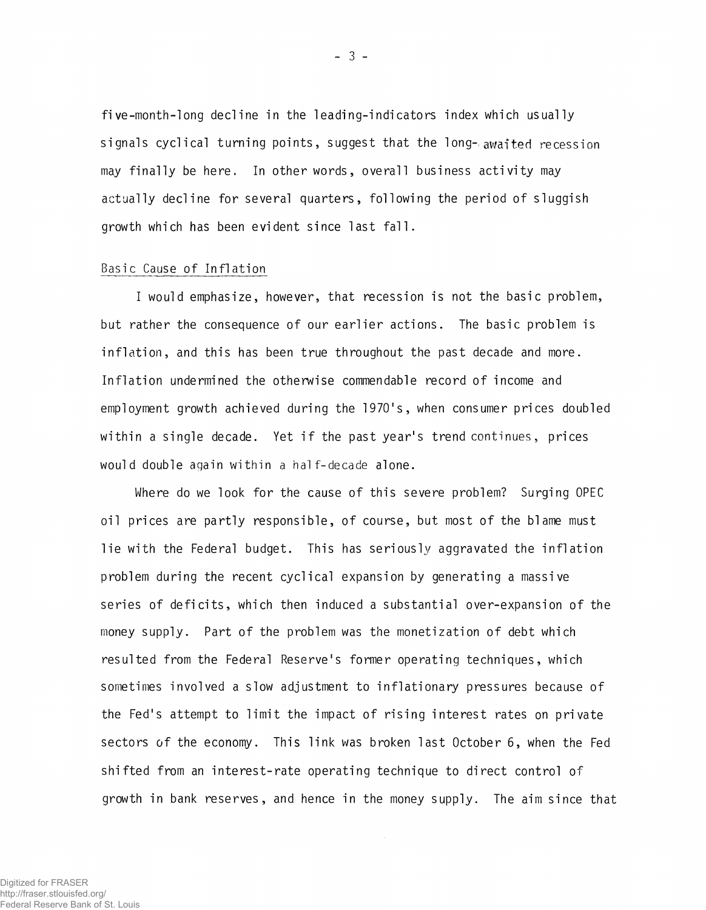five-month-long decline in the leading-indicators index which usually signals cyclical turning points, suggest that the long-awaited recession may finally be here. In other words, overall business activity may actually decline for several quarters, following the period of sluggish growth which has been evident since last fall.

## Basic Cause of Inflation

I would emphasize, however, that recession is not the basic problem, but rather the consequence of our earlier actions. The basic problem is inflation, and this has been true throughout the past decade and more. Inflation undermined the otherwise commendable record of income and employment growth achieved during the 1970's, when consumer prices doubled within a single decade. Yet if the past year's trend continues, prices would double again within a half-decade alone.

Where do we look for the cause of this severe problem? Surging OPEC oil prices are partly responsible, of course, but most of the blame must lie with the Federal budget. This has seriously aggravated the inflation problem during the recent cyclical expansion by generating a massive series of deficits, which then induced a substantial over-expansion of the money supply. Part of the problem was the monetization of debt which resulted from the Federal Reserve's former operating techniques, which sometimes involved a slow adjustment to inflationary pressures because of the Fed's attempt to limit the impact of rising interest rates on private sectors of the economy. This link was broken last October 6, when the Fed shifted from an interest-rate operating technique to direct control of growth in bank reserves, and hence in the money supply. The aim since that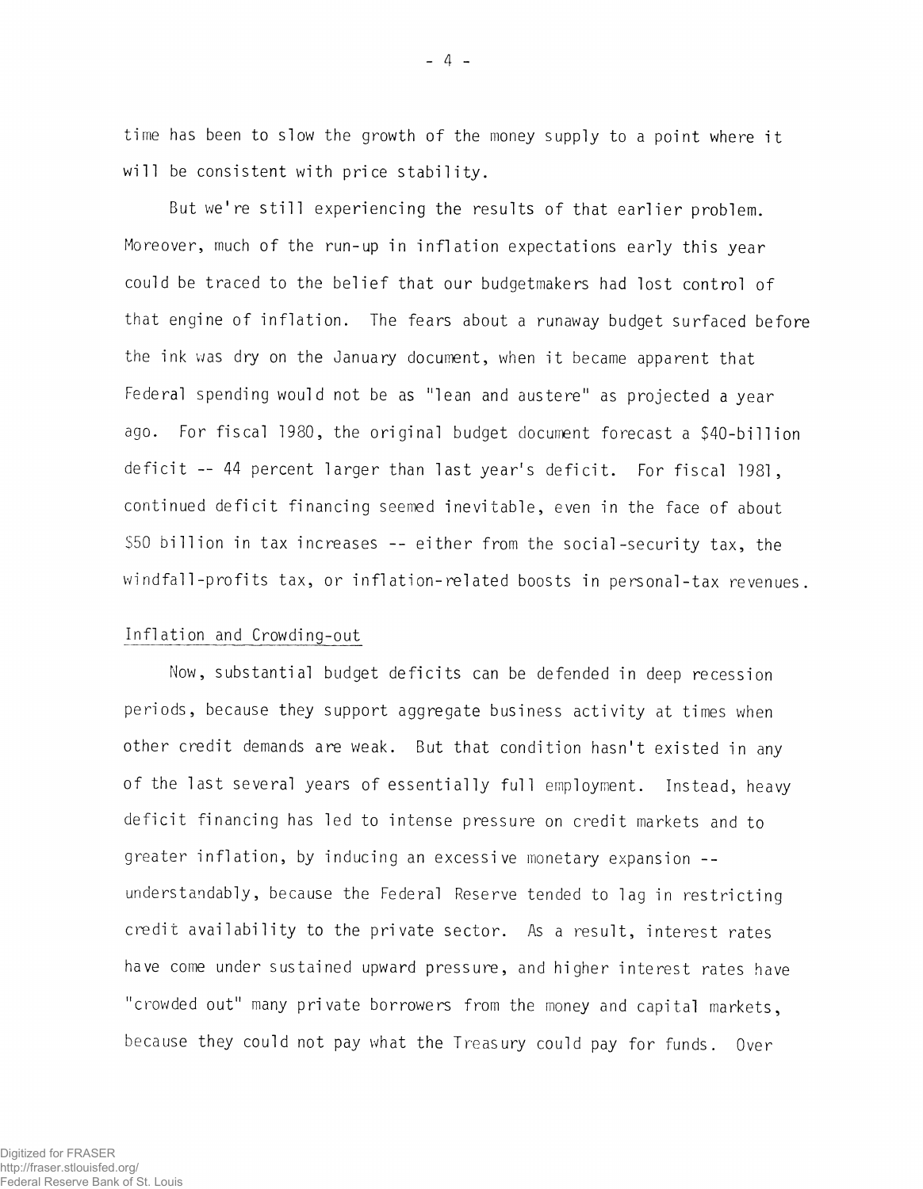time has been to slow the growth of the money supply to a point where it will be consistent with price stability.

But we're still experiencing the results of that earlier problem. Moreover, much of the run-up in inflation expectations early this year could be traced to the belief that our budgetmakers had lost control of that engine of inflation. The fears about a runaway budget surfaced before the ink was dry on the January document, when it became apparent that Federal spending would not be as "lean and austere" as projected a year ago. For fiscal 1980, the original budget document forecast a $40-billion deficit -- 44 percent larger than last year's deficit. For fiscal 1981, continued deficit financing seemed inevitable, even in the face of about $50 billion in tax increases -- either from the social-security tax, the windfall-profits tax, or inflation-related boosts in personal-tax revenues.

## Inflation and Crowding-out

Now, substantial budget deficits can be defended in deep recession periods, because they support aggregate business activity at times when other credit demands are weak. But that condition hasn't existed in any of the last several years of essentially full employment. Instead, heavy deficit financing has led to intense pressure on credit markets and to greater inflation, by inducing an excessive monetary expansion -- understandably, because the Federal Reserve tended to lag in restricting credit availability to the private sector. As a result, interest rates have come under sustained upward pressure, and higher interest rates have "crowded out" many private borrowers from the money and capital markets, because they could not pay what the Treasury could pay for funds. Over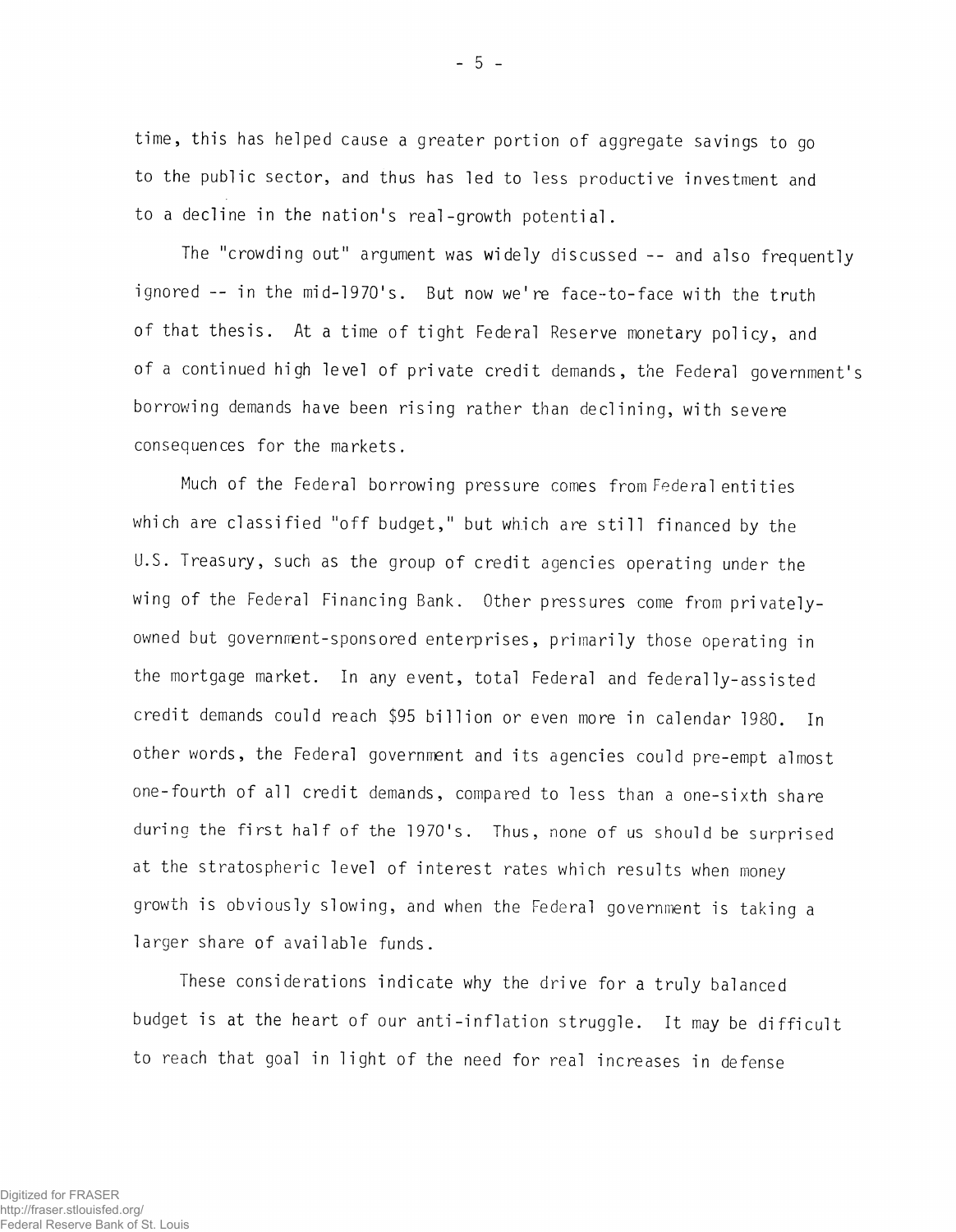time, this has helped cause a greater portion of aggregate savings to go to the public sector, and thus has led to less productive investment and to a decline in the nation's real-growth potential.

The "crowding out" argument was widely discussed -- and also frequently ignored -- in the mid-1970's. But now we're face-to-face with the truth of that thesis. At a time of tight Federal Reserve monetary policy, and of a continued high level of private credit demands, the Federal government's borrowing demands have been rising rather than declining, with severe consequences for the markets.

Much of the Federal borrowing pressure comes from Federal entities which are classified "off budget," but which are still financed by the U.S. Treasury, such as the group of credit agencies operating under the wing of the Federal Financing Bank. Other pressures come from privately-owned but government-sponsored enterprises, primarily those operating in the mortgage market. In any event, total Federal and federally-assisted credit demands could reach $95 billion or even more in calendar 1980. In other words, the Federal government and its agencies could pre-empt almost one-fourth of all credit demands, compared to less than a one-sixth share during the first half of the 1970's. Thus, none of us should be surprised at the stratospheric level of interest rates which results when money growth is obviously slowing, and when the Federal government is taking a larger share of available funds.

These considerations indicate why the drive for a truly balanced budget is at the heart of our anti-inflation struggle. It may be difficult to reach that goal in light of the need for real increases in defense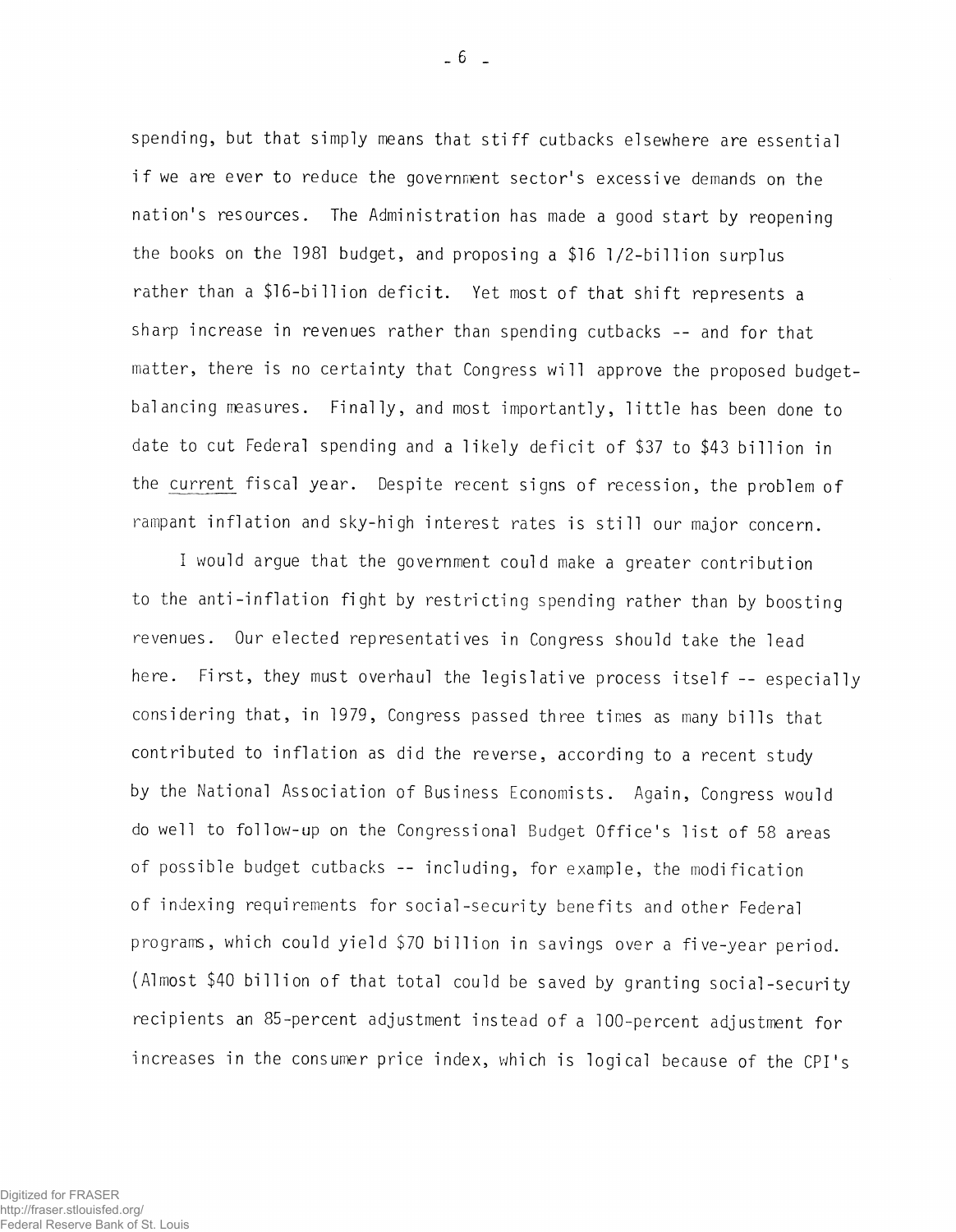spending, but that simply means that stiff cutbacks elsewhere are essential if we are ever to reduce the government sector's excessive demands on the nation's resources. The Administration has made a good start by reopening the books on the 1981 budget, and proposing a \$16 1/2-billion surplus rather than a \$16-billion deficit. Yet most of that shift represents a sharp increase in revenues rather than spending cutbacks -- and for that matter, there is no certainty that Congress will approve the proposed budget-balancing measures. Finally, and most importantly, little has been done to date to cut Federal spending and a likely deficit of \$37 to \$43 billion in the <u>current</u> fiscal year. Despite recent signs of recession, the problem of rampant inflation and sky-high interest rates is still our major concern.

I would argue that the government could make a greater contribution to the anti-inflation fight by restricting spending rather than by boosting revenues. Our elected representatives in Congress should take the lead here. First, they must overhaul the legislative process itself -- especially considering that, in 1979, Congress passed three times as many bills that contributed to inflation as did the reverse, according to a recent study by the National Association of Business Economists. Again, Congress would do well to follow-up on the Congressional Budget Office's list of 58 areas of possible budget cutbacks -- including, for example, the modification of indexing requirements for social-security benefits and other Federal programs, which could yield \$70 billion in savings over a five-year period. (Almost \$40 billion of that total could be saved by granting social-security recipients an 85-percent adjustment instead of a 100-percent adjustment for increases in the consumer price index, which is logical because of the CPI's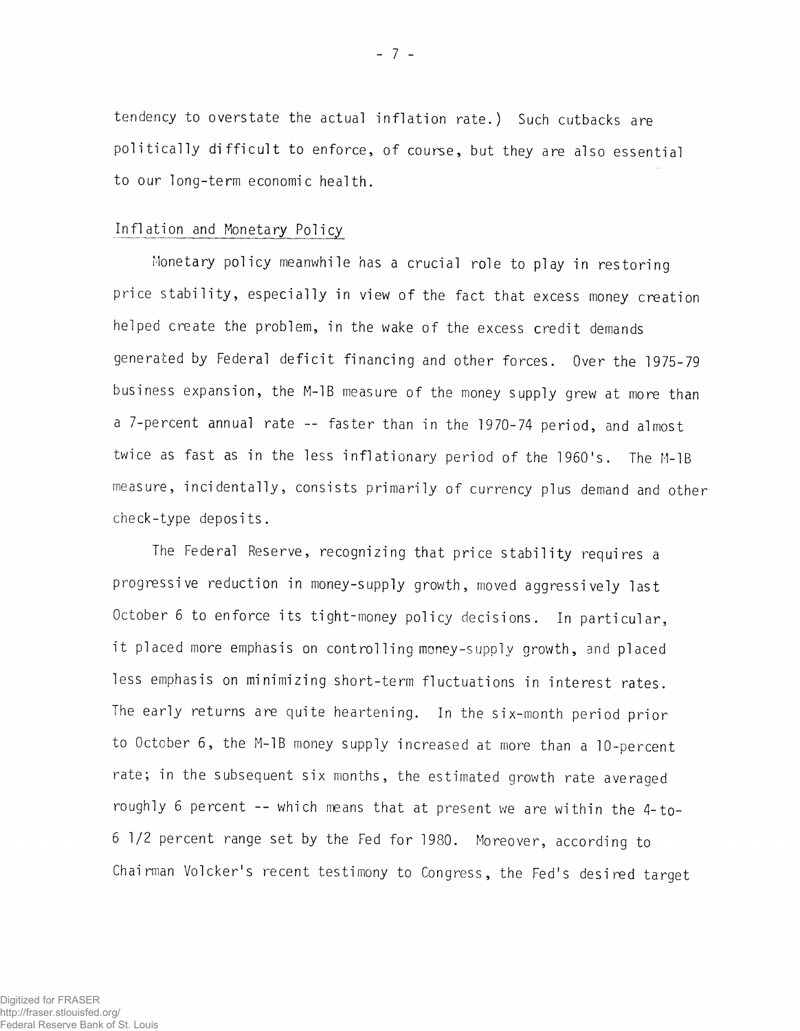tendency to overstate the actual inflation rate.) Such cutbacks are politically difficult to enforce, of course, but they are also essential to our long-term economic health.

## Inflation and Monetary Policy

Monetary policy meanwhile has a crucial role to play in restoring price stability, especially in view of the fact that excess money creation helped create the problem, in the wake of the excess credit demands generated by Federal deficit financing and other forces. Over the 1975-79 business expansion, the M-1B measure of the money supply grew at more than a 7-percent annual rate -- faster than in the 1970-74 period, and almost twice as fast as in the less inflationary period of the 1960's. The M-1B measure, incidentally, consists primarily of currency plus demand and other check-type deposits.

The Federal Reserve, recognizing that price stability requires a progressive reduction in money-supply growth, moved aggressively last October 6 to enforce its tight-money policy decisions. In particular, it placed more emphasis on controlling money-supply growth, and placed less emphasis on minimizing short-term fluctuations in interest rates. The early returns are quite heartening. In the six-month period prior to October 6, the M-1B money supply increased at more than a 10-percent rate; in the subsequent six months, the estimated growth rate averaged roughly 6 percent -- which means that at present we are within the 4-to-6 1/2 percent range set by the Fed for 1980. Moreover, according to Chairman Volcker's recent testimony to Congress, the Fed's desired target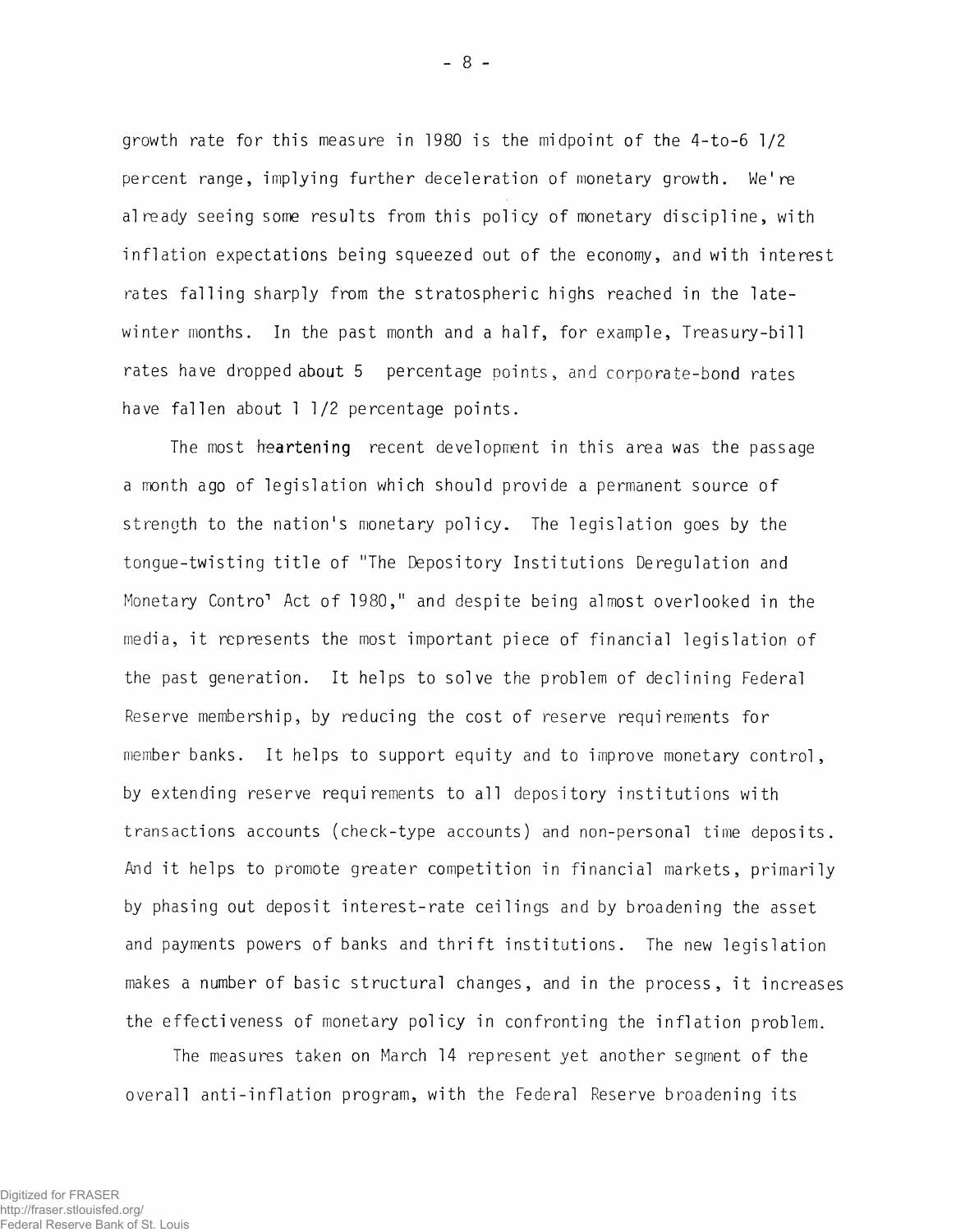growth rate for this measure in 1980 is the midpoint of the 4-to-6 1/2 percent range, implying further deceleration of monetary growth. We're already seeing some results from this policy of monetary discipline, with inflation expectations being squeezed out of the economy, and with interest rates falling sharply from the stratospheric highs reached in the late-winter months. In the past month and a half, for example, Treasury-bill rates have dropped about 5 percentage points, and corporate-bond rates have fallen about 1 1/2 percentage points.

The most heartening recent development in this area was the passage a month ago of legislation which should provide a permanent source of strength to the nation's monetary policy. The legislation goes by the tongue-twisting title of "The Depository Institutions Deregulation and Monetary Control Act of 1980," and despite being almost overlooked in the media, it represents the most important piece of financial legislation of the past generation. It helps to solve the problem of declining Federal Reserve membership, by reducing the cost of reserve requirements for member banks. It helps to support equity and to improve monetary control, by extending reserve requirements to all depository institutions with transactions accounts (check-type accounts) and non-personal time deposits. And it helps to promote greater competition in financial markets, primarily by phasing out deposit interest-rate ceilings and by broadening the asset and payments powers of banks and thrift institutions. The new legislation makes a number of basic structural changes, and in the process, it increases the effectiveness of monetary policy in confronting the inflation problem.

The measures taken on March 14 represent yet another segment of the overall anti-inflation program, with the Federal Reserve broadening its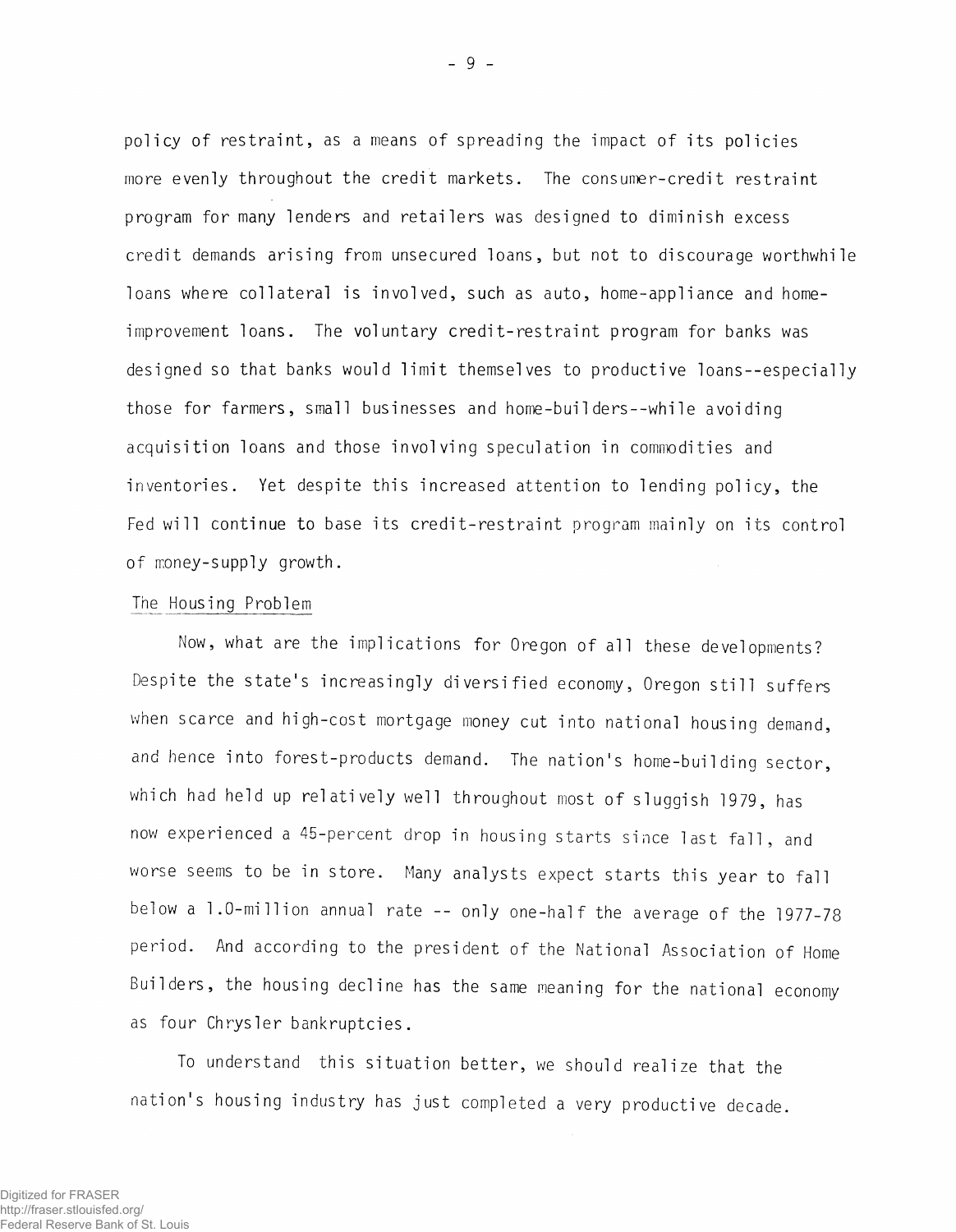policy of restraint, as a means of spreading the impact of its policies more evenly throughout the credit markets. The consumer-credit restraint program for many lenders and retailers was designed to diminish excess credit demands arising from unsecured loans, but not to discourage worthwhile loans where collateral is involved, such as auto, home-appliance and home-improvement loans. The voluntary credit-restraint program for banks was designed so that banks would limit themselves to productive loans--especially those for farmers, small businesses and home-builders--while avoiding acquisition loans and those involving speculation in commodities and inventories. Yet despite this increased attention to lending policy, the Fed will continue to base its credit-restraint program mainly on its control of money-supply growth.

## The Housing Problem

Now, what are the implications for Oregon of all these developments? Despite the state's increasingly diversified economy, Oregon still suffers when scarce and high-cost mortgage money cut into national housing demand, and hence into forest-products demand. The nation's home-building sector, which had held up relatively well throughout most of sluggish 1979, has now experienced a 45-percent drop in housing starts since last fall, and worse seems to be in store. Many analysts expect starts this year to fall below a 1.0-million annual rate -- only one-half the average of the 1977-78 period. And according to the president of the National Association of Home Builders, the housing decline has the same meaning for the national economy as four Chrysler bankruptcies.

To understand this situation better, we should realize that the nation's housing industry has just completed a very productive decade.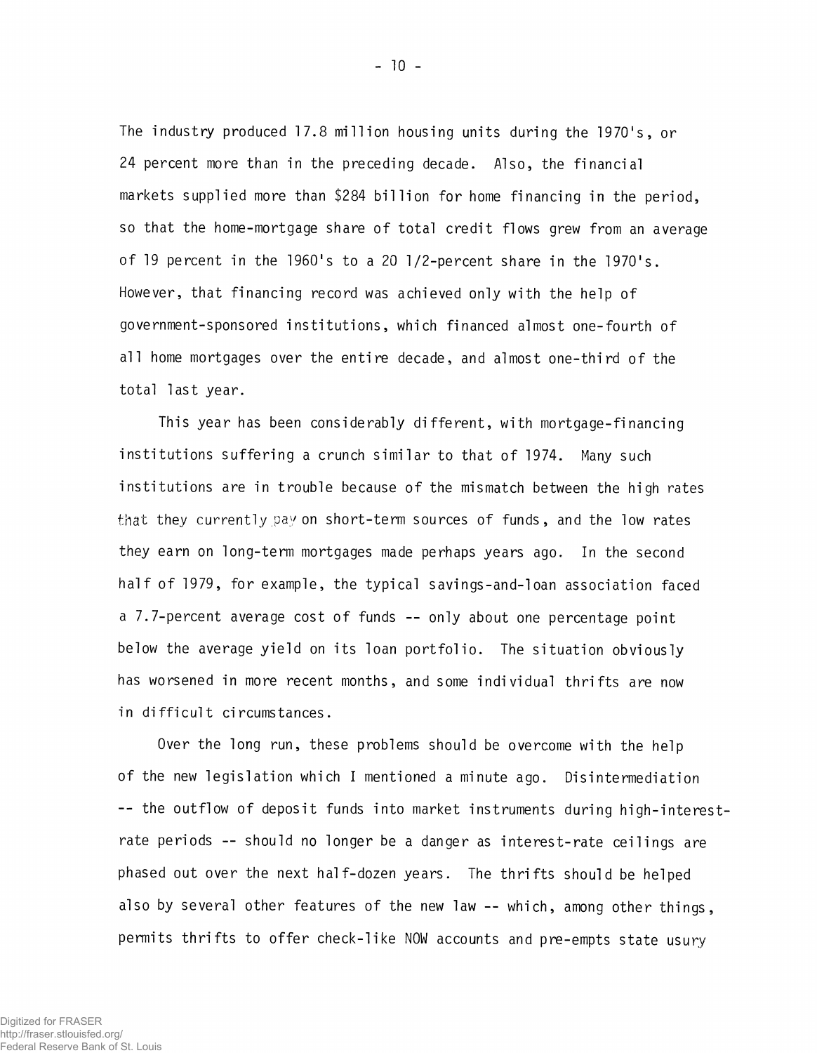The industry produced 17.8 million housing units during the 1970's, or 24 percent more than in the preceding decade. Also, the financial markets supplied more than $284 billion for home financing in the period, so that the home-mortgage share of total credit flows grew from an average of 19 percent in the 1960's to a 20 1/2-percent share in the 1970's. However, that financing record was achieved only with the help of government-sponsored institutions, which financed almost one-fourth of all home mortgages over the entire decade, and almost one-third of the total last year.

This year has been considerably different, with mortgage-financing institutions suffering a crunch similar to that of 1974. Many such institutions are in trouble because of the mismatch between the high rates that they currently pay on short-term sources of funds, and the low rates they earn on long-term mortgages made perhaps years ago. In the second half of 1979, for example, the typical savings-and-loan association faced a 7.7-percent average cost of funds -- only about one percentage point below the average yield on its loan portfolio. The situation obviously has worsened in more recent months, and some individual thrifts are now in difficult circumstances.

Over the long run, these problems should be overcome with the help of the new legislation which I mentioned a minute ago. Disintermediation -- the outflow of deposit funds into market instruments during high-interest-rate periods -- should no longer be a danger as interest-rate ceilings are phased out over the next half-dozen years. The thrifts should be helped also by several other features of the new law -- which, among other things, permits thrifts to offer check-like NOW accounts and pre-empts state usury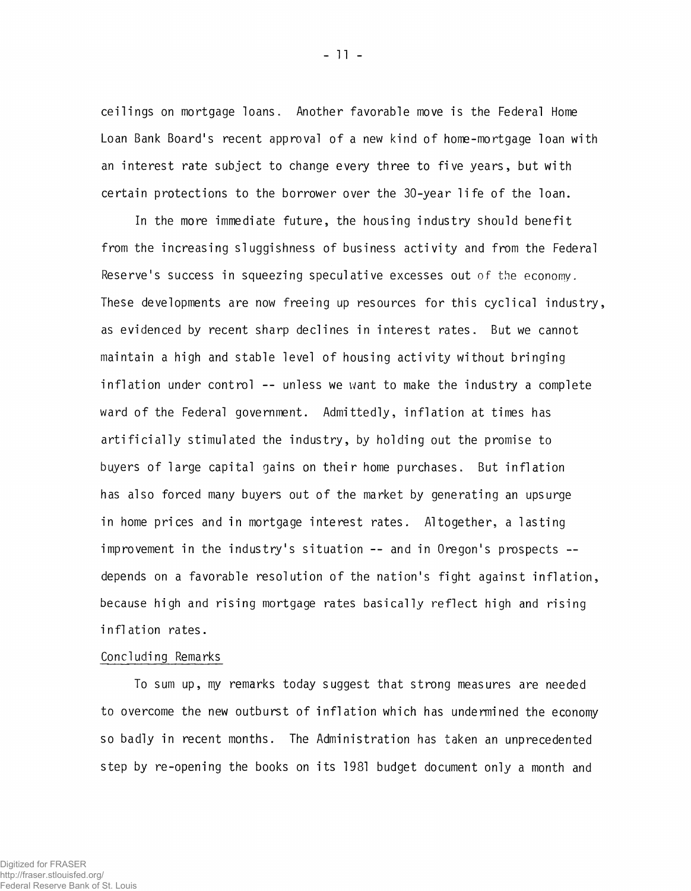ceilings on mortgage loans. Another favorable move is the Federal Home Loan Bank Board's recent approval of a new kind of home-mortgage loan with an interest rate subject to change every three to five years, but with certain protections to the borrower over the 30-year life of the loan.

In the more immediate future, the housing industry should benefit from the increasing sluggishness of business activity and from the Federal Reserve's success in squeezing speculative excesses out of the economy. These developments are now freeing up resources for this cyclical industry, as evidenced by recent sharp declines in interest rates. But we cannot maintain a high and stable level of housing activity without bringing inflation under control -- unless we want to make the industry a complete ward of the Federal government. Admittedly, inflation at times has artificially stimulated the industry, by holding out the promise to buyers of large capital gains on their home purchases. But inflation has also forced many buyers out of the market by generating an upsurge in home prices and in mortgage interest rates. Altogether, a lasting improvement in the industry's situation -- and in Oregon's prospects -- depends on a favorable resolution of the nation's fight against inflation, because high and rising mortgage rates basically reflect high and rising inflation rates.

## Concluding Remarks

To sum up, my remarks today suggest that strong measures are needed to overcome the new outburst of inflation which has undermined the economy so badly in recent months. The Administration has taken an unprecedented step by re-opening the books on its 1981 budget document only a month and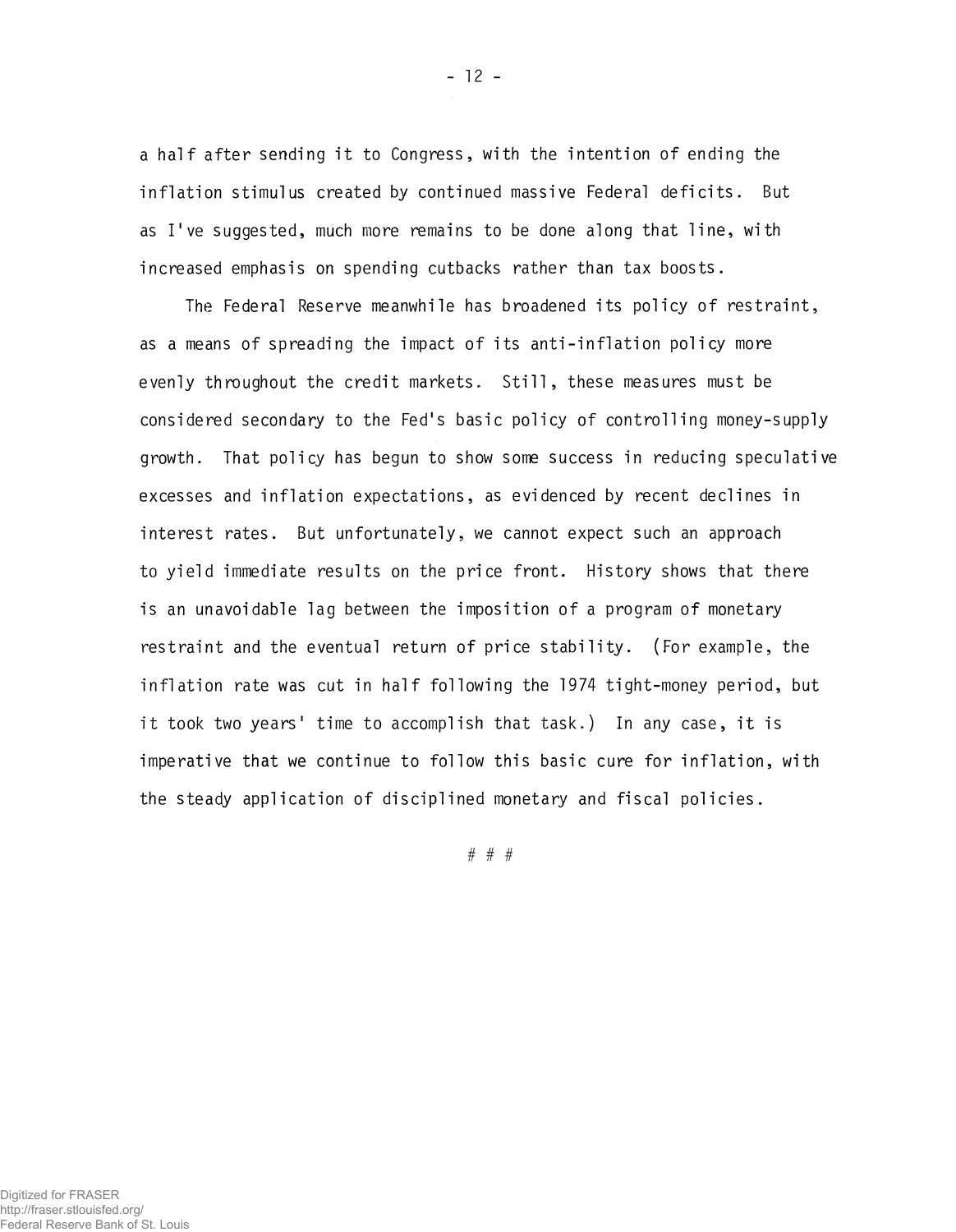a half after sending it to Congress, with the intention of ending the inflation stimulus created by continued massive Federal deficits. But as I've suggested, much more remains to be done along that line, with increased emphasis on spending cutbacks rather than tax boosts.

The Federal Reserve meanwhile has broadened its policy of restraint, as a means of spreading the impact of its anti-inflation policy more evenly throughout the credit markets. Still, these measures must be considered secondary to the Fed's basic policy of controlling money-supply growth. That policy has begun to show some success in reducing speculative excesses and inflation expectations, as evidenced by recent declines in interest rates. But unfortunately, we cannot expect such an approach to yield immediate results on the price front. History shows that there is an unavoidable lag between the imposition of a program of monetary restraint and the eventual return of price stability. (For example, the inflation rate was cut in half following the 1974 tight-money period, but it took two years' time to accomplish that task.) In any case, it is imperative that we continue to follow this basic cure for inflation, with the steady application of disciplined monetary and fiscal policies.

# # #